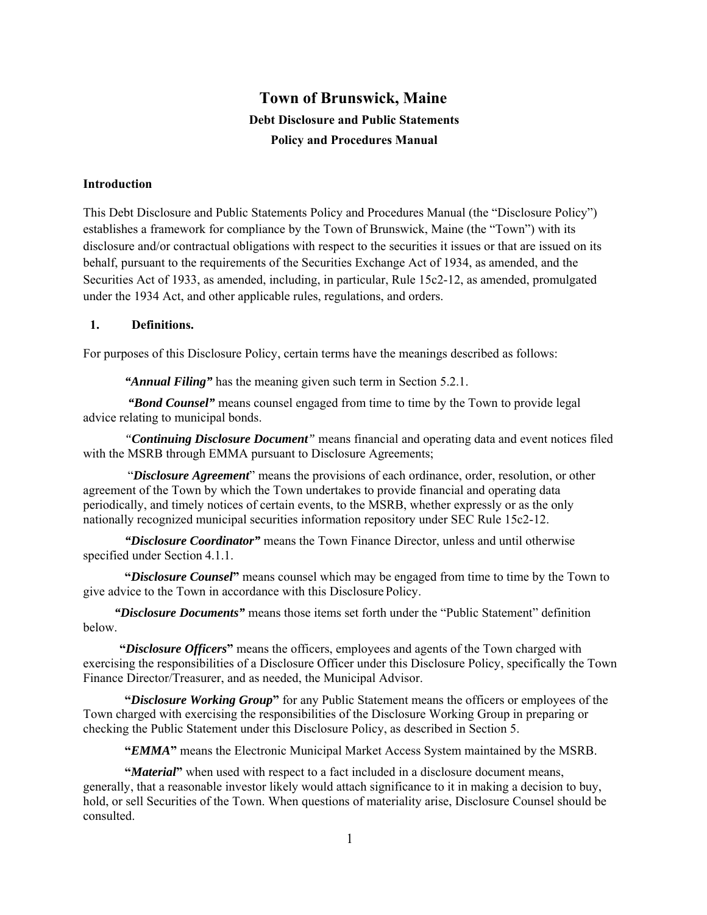# Town of Brunswick, Maine

## Debt Disclosure and Public Statements

## Policy and Procedures Manual

### Introduction

This Debt Disclosure and Public Statements Policy and Procedures Manual (the "Disclosure Policy") establishes a framework for compliance by the Town of Brunswick, Maine (the "Town") with its disclosure and/or contractual obligations with respect to the securities it issues or that are issued on its behalf, pursuant to the requirements of the Securities Exchange Act of 1934, as amended, and the Securities Act of 1933, as amended, including, in particular, Rule 15c2-12, as amended, promulgated under the 1934 Act, and other applicable rules, regulations, and orders.

### 1. Definitions.

For purposes of this Disclosure Policy, certain terms have the meanings described as follows:

***"Annual Filing"*** has the meaning given such term in Section 5.2.1.

***"Bond Counsel"*** means counsel engaged from time to time by the Town to provide legal advice relating to municipal bonds.

"***Continuing Disclosure Document***" means financial and operating data and event notices filed with the MSRB through EMMA pursuant to Disclosure Agreements;

"***Disclosure Agreement***" means the provisions of each ordinance, order, resolution, or other agreement of the Town by which the Town undertakes to provide financial and operating data periodically, and timely notices of certain events, to the MSRB, whether expressly or as the only nationally recognized municipal securities information repository under SEC Rule 15c2-12.

***"Disclosure Coordinator"*** means the Town Finance Director, unless and until otherwise specified under Section 4.1.1.

**"*Disclosure Counsel*"** means counsel which may be engaged from time to time by the Town to give advice to the Town in accordance with this Disclosure Policy.

***"Disclosure Documents"*** means those items set forth under the "Public Statement" definition below.

**"*Disclosure Officers*"** means the officers, employees and agents of the Town charged with exercising the responsibilities of a Disclosure Officer under this Disclosure Policy, specifically the Town Finance Director/Treasurer, and as needed, the Municipal Advisor.

**"*Disclosure Working Group*"** for any Public Statement means the officers or employees of the Town charged with exercising the responsibilities of the Disclosure Working Group in preparing or checking the Public Statement under this Disclosure Policy, as described in Section 5.

**"*EMMA*"** means the Electronic Municipal Market Access System maintained by the MSRB.

**"*Material*"** when used with respect to a fact included in a disclosure document means, generally, that a reasonable investor likely would attach significance to it in making a decision to buy, hold, or sell Securities of the Town. When questions of materiality arise, Disclosure Counsel should be consulted.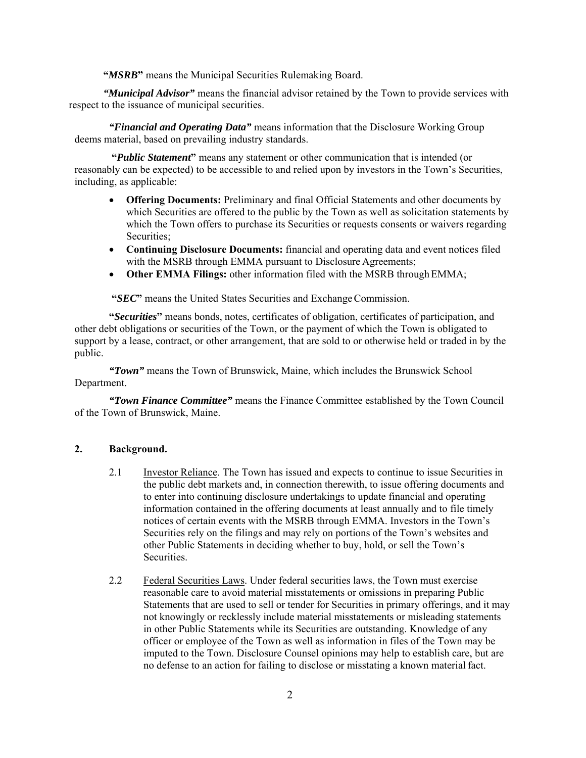**"*MSRB*"** means the Municipal Securities Rulemaking Board.

***"Municipal Advisor"*** means the financial advisor retained by the Town to provide services with respect to the issuance of municipal securities.

***"Financial and Operating Data"*** means information that the Disclosure Working Group deems material, based on prevailing industry standards.

**"*Public Statement*"** means any statement or other communication that is intended (or reasonably can be expected) to be accessible to and relied upon by investors in the Town's Securities, including, as applicable:

- **Offering Documents:** Preliminary and final Official Statements and other documents by which Securities are offered to the public by the Town as well as solicitation statements by which the Town offers to purchase its Securities or requests consents or waivers regarding Securities;
- **Continuing Disclosure Documents:** financial and operating data and event notices filed with the MSRB through EMMA pursuant to Disclosure Agreements;
- **Other EMMA Filings:** other information filed with the MSRB through EMMA;

**"*SEC*"** means the United States Securities and Exchange Commission.

**"*Securities*"** means bonds, notes, certificates of obligation, certificates of participation, and other debt obligations or securities of the Town, or the payment of which the Town is obligated to support by a lease, contract, or other arrangement, that are sold to or otherwise held or traded in by the public.

***"Town"*** means the Town of Brunswick, Maine, which includes the Brunswick School Department.

***"Town Finance Committee"*** means the Finance Committee established by the Town Council of the Town of Brunswick, Maine.

## 2. Background.

2.1 Investor Reliance. The Town has issued and expects to continue to issue Securities in the public debt markets and, in connection therewith, to issue offering documents and to enter into continuing disclosure undertakings to update financial and operating information contained in the offering documents at least annually and to file timely notices of certain events with the MSRB through EMMA. Investors in the Town's Securities rely on the filings and may rely on portions of the Town's websites and other Public Statements in deciding whether to buy, hold, or sell the Town's Securities.

2.2 Federal Securities Laws. Under federal securities laws, the Town must exercise reasonable care to avoid material misstatements or omissions in preparing Public Statements that are used to sell or tender for Securities in primary offerings, and it may not knowingly or recklessly include material misstatements or misleading statements in other Public Statements while its Securities are outstanding. Knowledge of any officer or employee of the Town as well as information in files of the Town may be imputed to the Town. Disclosure Counsel opinions may help to establish care, but are no defense to an action for failing to disclose or misstating a known material fact.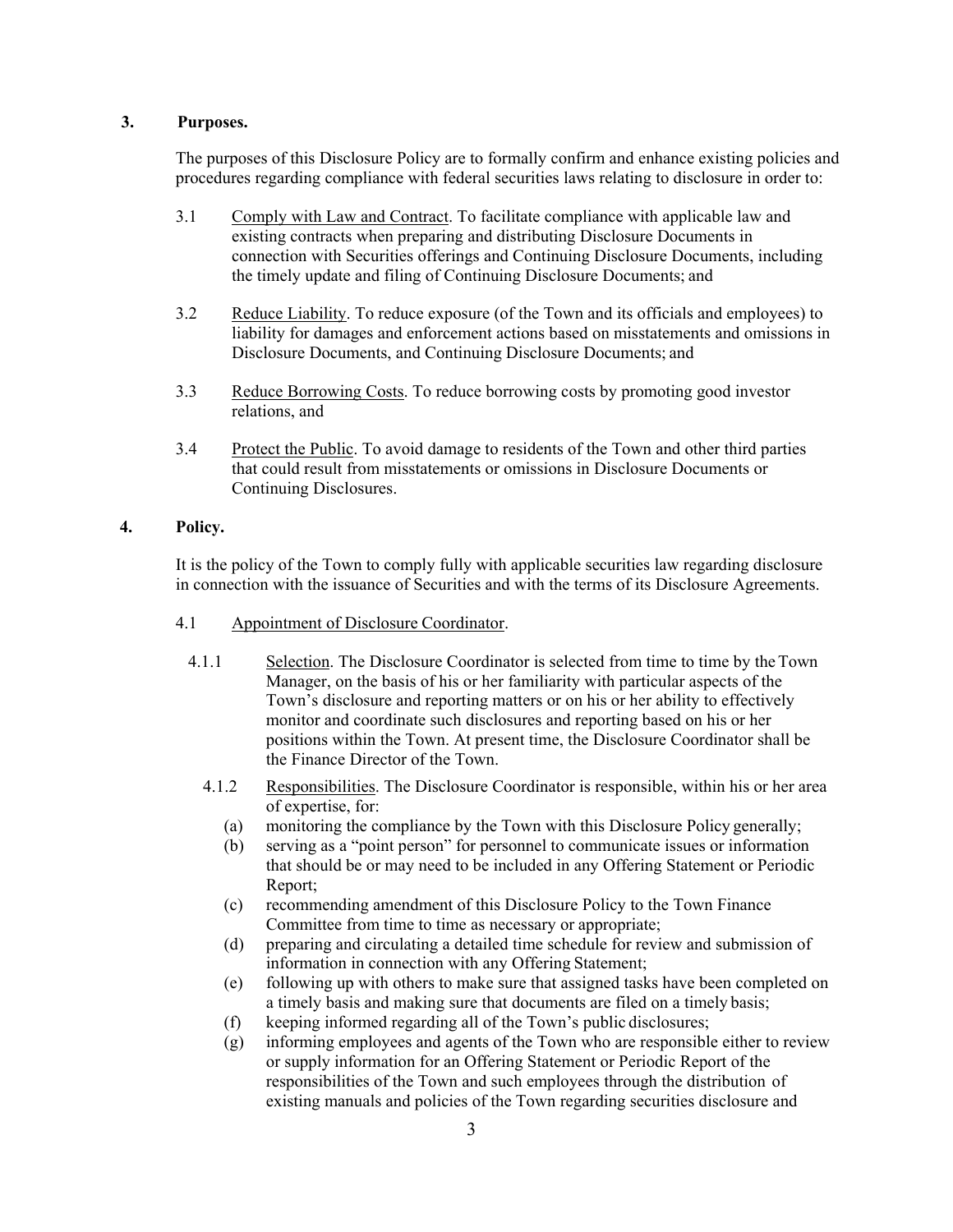## 3. Purposes.

The purposes of this Disclosure Policy are to formally confirm and enhance existing policies and procedures regarding compliance with federal securities laws relating to disclosure in order to:

3.1 Comply with Law and Contract. To facilitate compliance with applicable law and existing contracts when preparing and distributing Disclosure Documents in connection with Securities offerings and Continuing Disclosure Documents, including the timely update and filing of Continuing Disclosure Documents; and

3.2 Reduce Liability. To reduce exposure (of the Town and its officials and employees) to liability for damages and enforcement actions based on misstatements and omissions in Disclosure Documents, and Continuing Disclosure Documents; and

3.3 Reduce Borrowing Costs. To reduce borrowing costs by promoting good investor relations, and

3.4 Protect the Public. To avoid damage to residents of the Town and other third parties that could result from misstatements or omissions in Disclosure Documents or Continuing Disclosures.

## 4. Policy.

It is the policy of the Town to comply fully with applicable securities law regarding disclosure in connection with the issuance of Securities and with the terms of its Disclosure Agreements.

4.1 Appointment of Disclosure Coordinator.

4.1.1 Selection. The Disclosure Coordinator is selected from time to time by the Town Manager, on the basis of his or her familiarity with particular aspects of the Town's disclosure and reporting matters or on his or her ability to effectively monitor and coordinate such disclosures and reporting based on his or her positions within the Town. At present time, the Disclosure Coordinator shall be the Finance Director of the Town.

4.1.2 Responsibilities. The Disclosure Coordinator is responsible, within his or her area of expertise, for:

(a) monitoring the compliance by the Town with this Disclosure Policy generally;
(b) serving as a "point person" for personnel to communicate issues or information that should be or may need to be included in any Offering Statement or Periodic Report;
(c) recommending amendment of this Disclosure Policy to the Town Finance Committee from time to time as necessary or appropriate;
(d) preparing and circulating a detailed time schedule for review and submission of information in connection with any Offering Statement;
(e) following up with others to make sure that assigned tasks have been completed on a timely basis and making sure that documents are filed on a timely basis;
(f) keeping informed regarding all of the Town's public disclosures;
(g) informing employees and agents of the Town who are responsible either to review or supply information for an Offering Statement or Periodic Report of the responsibilities of the Town and such employees through the distribution of existing manuals and policies of the Town regarding securities disclosure and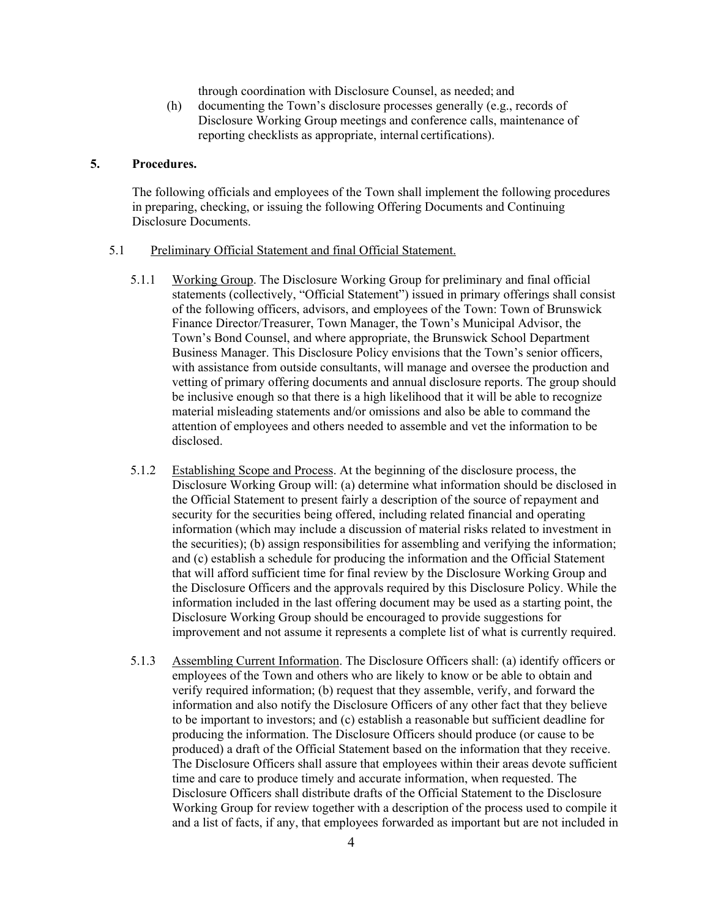through coordination with Disclosure Counsel, as needed; and

(h) documenting the Town's disclosure processes generally (e.g., records of Disclosure Working Group meetings and conference calls, maintenance of reporting checklists as appropriate, internal certifications).

## 5. Procedures.

The following officials and employees of the Town shall implement the following procedures in preparing, checking, or issuing the following Offering Documents and Continuing Disclosure Documents.

### 5.1 Preliminary Official Statement and final Official Statement.

5.1.1 Working Group. The Disclosure Working Group for preliminary and final official statements (collectively, "Official Statement") issued in primary offerings shall consist of the following officers, advisors, and employees of the Town: Town of Brunswick Finance Director/Treasurer, Town Manager, the Town's Municipal Advisor, the Town's Bond Counsel, and where appropriate, the Brunswick School Department Business Manager. This Disclosure Policy envisions that the Town's senior officers, with assistance from outside consultants, will manage and oversee the production and vetting of primary offering documents and annual disclosure reports. The group should be inclusive enough so that there is a high likelihood that it will be able to recognize material misleading statements and/or omissions and also be able to command the attention of employees and others needed to assemble and vet the information to be disclosed.

5.1.2 Establishing Scope and Process. At the beginning of the disclosure process, the Disclosure Working Group will: (a) determine what information should be disclosed in the Official Statement to present fairly a description of the source of repayment and security for the securities being offered, including related financial and operating information (which may include a discussion of material risks related to investment in the securities); (b) assign responsibilities for assembling and verifying the information; and (c) establish a schedule for producing the information and the Official Statement that will afford sufficient time for final review by the Disclosure Working Group and the Disclosure Officers and the approvals required by this Disclosure Policy. While the information included in the last offering document may be used as a starting point, the Disclosure Working Group should be encouraged to provide suggestions for improvement and not assume it represents a complete list of what is currently required.

5.1.3 Assembling Current Information. The Disclosure Officers shall: (a) identify officers or employees of the Town and others who are likely to know or be able to obtain and verify required information; (b) request that they assemble, verify, and forward the information and also notify the Disclosure Officers of any other fact that they believe to be important to investors; and (c) establish a reasonable but sufficient deadline for producing the information. The Disclosure Officers should produce (or cause to be produced) a draft of the Official Statement based on the information that they receive. The Disclosure Officers shall assure that employees within their areas devote sufficient time and care to produce timely and accurate information, when requested. The Disclosure Officers shall distribute drafts of the Official Statement to the Disclosure Working Group for review together with a description of the process used to compile it and a list of facts, if any, that employees forwarded as important but are not included in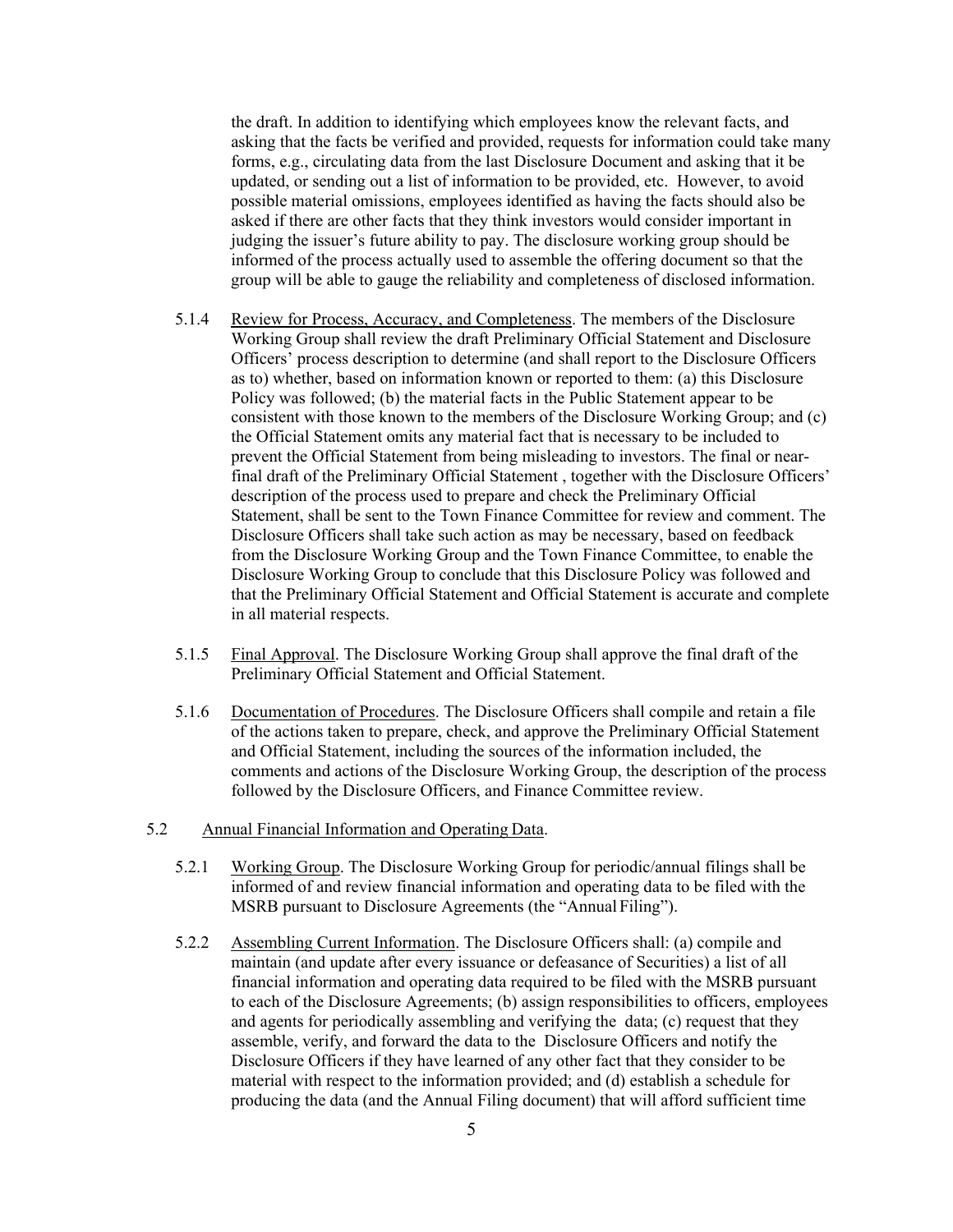the draft. In addition to identifying which employees know the relevant facts, and asking that the facts be verified and provided, requests for information could take many forms, e.g., circulating data from the last Disclosure Document and asking that it be updated, or sending out a list of information to be provided, etc. However, to avoid possible material omissions, employees identified as having the facts should also be asked if there are other facts that they think investors would consider important in judging the issuer's future ability to pay. The disclosure working group should be informed of the process actually used to assemble the offering document so that the group will be able to gauge the reliability and completeness of disclosed information.

5.1.4 Review for Process, Accuracy, and Completeness. The members of the Disclosure Working Group shall review the draft Preliminary Official Statement and Disclosure Officers' process description to determine (and shall report to the Disclosure Officers as to) whether, based on information known or reported to them: (a) this Disclosure Policy was followed; (b) the material facts in the Public Statement appear to be consistent with those known to the members of the Disclosure Working Group; and (c) the Official Statement omits any material fact that is necessary to be included to prevent the Official Statement from being misleading to investors. The final or near-final draft of the Preliminary Official Statement , together with the Disclosure Officers' description of the process used to prepare and check the Preliminary Official Statement, shall be sent to the Town Finance Committee for review and comment. The Disclosure Officers shall take such action as may be necessary, based on feedback from the Disclosure Working Group and the Town Finance Committee, to enable the Disclosure Working Group to conclude that this Disclosure Policy was followed and that the Preliminary Official Statement and Official Statement is accurate and complete in all material respects.

5.1.5 Final Approval. The Disclosure Working Group shall approve the final draft of the Preliminary Official Statement and Official Statement.

5.1.6 Documentation of Procedures. The Disclosure Officers shall compile and retain a file of the actions taken to prepare, check, and approve the Preliminary Official Statement and Official Statement, including the sources of the information included, the comments and actions of the Disclosure Working Group, the description of the process followed by the Disclosure Officers, and Finance Committee review.

5.2 Annual Financial Information and Operating Data.

5.2.1 Working Group. The Disclosure Working Group for periodic/annual filings shall be informed of and review financial information and operating data to be filed with the MSRB pursuant to Disclosure Agreements (the "Annual Filing").

5.2.2 Assembling Current Information. The Disclosure Officers shall: (a) compile and maintain (and update after every issuance or defeasance of Securities) a list of all financial information and operating data required to be filed with the MSRB pursuant to each of the Disclosure Agreements; (b) assign responsibilities to officers, employees and agents for periodically assembling and verifying the data; (c) request that they assemble, verify, and forward the data to the Disclosure Officers and notify the Disclosure Officers if they have learned of any other fact that they consider to be material with respect to the information provided; and (d) establish a schedule for producing the data (and the Annual Filing document) that will afford sufficient time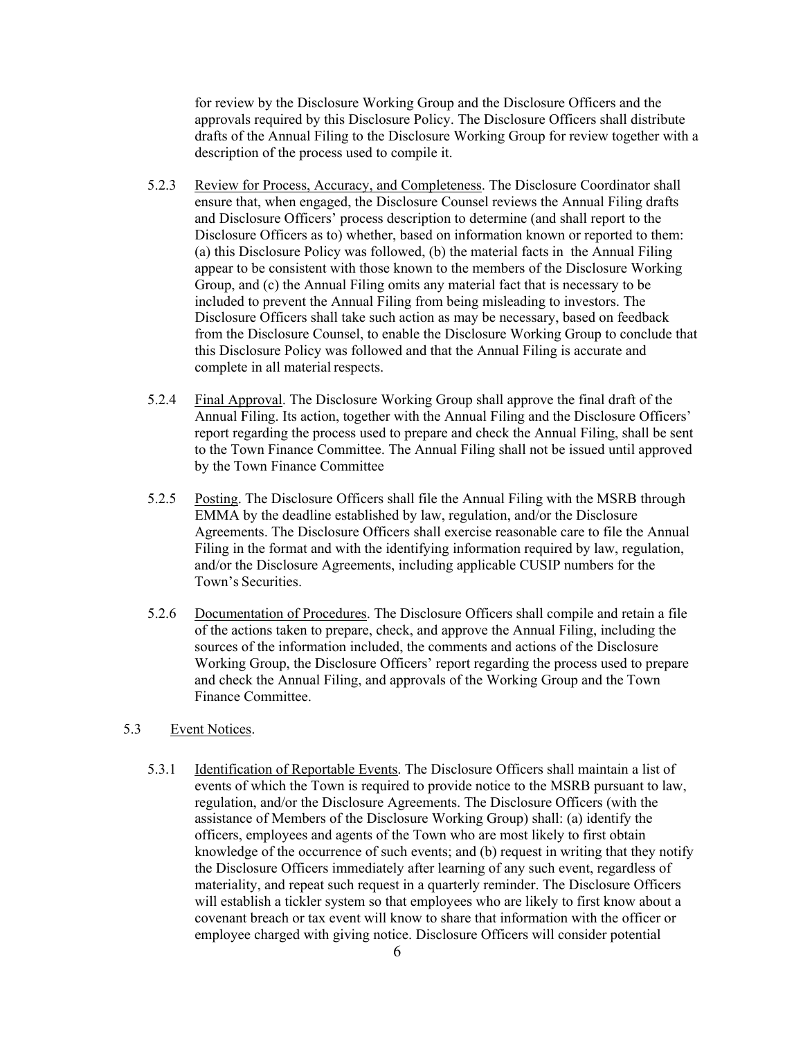for review by the Disclosure Working Group and the Disclosure Officers and the approvals required by this Disclosure Policy. The Disclosure Officers shall distribute drafts of the Annual Filing to the Disclosure Working Group for review together with a description of the process used to compile it.

5.2.3 Review for Process, Accuracy, and Completeness. The Disclosure Coordinator shall ensure that, when engaged, the Disclosure Counsel reviews the Annual Filing drafts and Disclosure Officers' process description to determine (and shall report to the Disclosure Officers as to) whether, based on information known or reported to them: (a) this Disclosure Policy was followed, (b) the material facts in the Annual Filing appear to be consistent with those known to the members of the Disclosure Working Group, and (c) the Annual Filing omits any material fact that is necessary to be included to prevent the Annual Filing from being misleading to investors. The Disclosure Officers shall take such action as may be necessary, based on feedback from the Disclosure Counsel, to enable the Disclosure Working Group to conclude that this Disclosure Policy was followed and that the Annual Filing is accurate and complete in all material respects.

5.2.4 Final Approval. The Disclosure Working Group shall approve the final draft of the Annual Filing. Its action, together with the Annual Filing and the Disclosure Officers' report regarding the process used to prepare and check the Annual Filing, shall be sent to the Town Finance Committee. The Annual Filing shall not be issued until approved by the Town Finance Committee

5.2.5 Posting. The Disclosure Officers shall file the Annual Filing with the MSRB through EMMA by the deadline established by law, regulation, and/or the Disclosure Agreements. The Disclosure Officers shall exercise reasonable care to file the Annual Filing in the format and with the identifying information required by law, regulation, and/or the Disclosure Agreements, including applicable CUSIP numbers for the Town's Securities.

5.2.6 Documentation of Procedures. The Disclosure Officers shall compile and retain a file of the actions taken to prepare, check, and approve the Annual Filing, including the sources of the information included, the comments and actions of the Disclosure Working Group, the Disclosure Officers' report regarding the process used to prepare and check the Annual Filing, and approvals of the Working Group and the Town Finance Committee.

5.3 Event Notices.

5.3.1 Identification of Reportable Events. The Disclosure Officers shall maintain a list of events of which the Town is required to provide notice to the MSRB pursuant to law, regulation, and/or the Disclosure Agreements. The Disclosure Officers (with the assistance of Members of the Disclosure Working Group) shall: (a) identify the officers, employees and agents of the Town who are most likely to first obtain knowledge of the occurrence of such events; and (b) request in writing that they notify the Disclosure Officers immediately after learning of any such event, regardless of materiality, and repeat such request in a quarterly reminder. The Disclosure Officers will establish a tickler system so that employees who are likely to first know about a covenant breach or tax event will know to share that information with the officer or employee charged with giving notice. Disclosure Officers will consider potential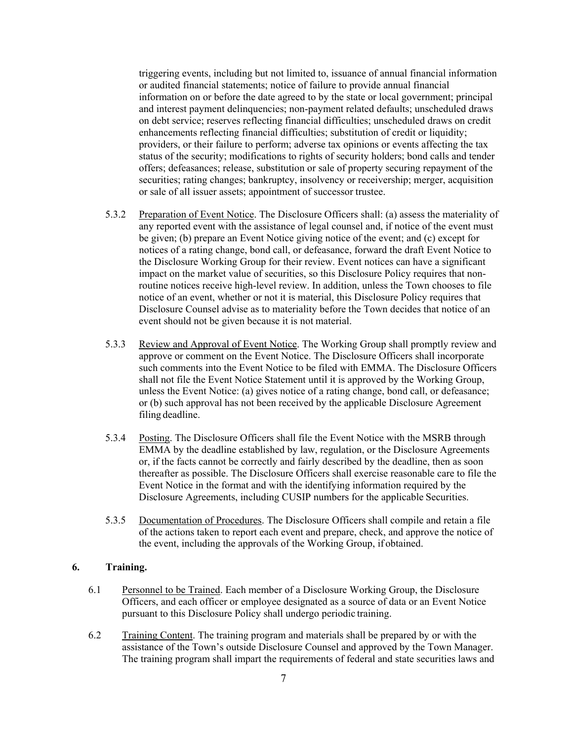triggering events, including but not limited to, issuance of annual financial information or audited financial statements; notice of failure to provide annual financial information on or before the date agreed to by the state or local government; principal and interest payment delinquencies; non-payment related defaults; unscheduled draws on debt service; reserves reflecting financial difficulties; unscheduled draws on credit enhancements reflecting financial difficulties; substitution of credit or liquidity; providers, or their failure to perform; adverse tax opinions or events affecting the tax status of the security; modifications to rights of security holders; bond calls and tender offers; defeasances; release, substitution or sale of property securing repayment of the securities; rating changes; bankruptcy, insolvency or receivership; merger, acquisition or sale of all issuer assets; appointment of successor trustee.

5.3.2 Preparation of Event Notice. The Disclosure Officers shall: (a) assess the materiality of any reported event with the assistance of legal counsel and, if notice of the event must be given; (b) prepare an Event Notice giving notice of the event; and (c) except for notices of a rating change, bond call, or defeasance, forward the draft Event Notice to the Disclosure Working Group for their review. Event notices can have a significant impact on the market value of securities, so this Disclosure Policy requires that non-routine notices receive high-level review. In addition, unless the Town chooses to file notice of an event, whether or not it is material, this Disclosure Policy requires that Disclosure Counsel advise as to materiality before the Town decides that notice of an event should not be given because it is not material.

5.3.3 Review and Approval of Event Notice. The Working Group shall promptly review and approve or comment on the Event Notice. The Disclosure Officers shall incorporate such comments into the Event Notice to be filed with EMMA. The Disclosure Officers shall not file the Event Notice Statement until it is approved by the Working Group, unless the Event Notice: (a) gives notice of a rating change, bond call, or defeasance; or (b) such approval has not been received by the applicable Disclosure Agreement filing deadline.

5.3.4 Posting. The Disclosure Officers shall file the Event Notice with the MSRB through EMMA by the deadline established by law, regulation, or the Disclosure Agreements or, if the facts cannot be correctly and fairly described by the deadline, then as soon thereafter as possible. The Disclosure Officers shall exercise reasonable care to file the Event Notice in the format and with the identifying information required by the Disclosure Agreements, including CUSIP numbers for the applicable Securities.

5.3.5 Documentation of Procedures. The Disclosure Officers shall compile and retain a file of the actions taken to report each event and prepare, check, and approve the notice of the event, including the approvals of the Working Group, if obtained.

## 6. Training.

6.1 Personnel to be Trained. Each member of a Disclosure Working Group, the Disclosure Officers, and each officer or employee designated as a source of data or an Event Notice pursuant to this Disclosure Policy shall undergo periodic training.

6.2 Training Content. The training program and materials shall be prepared by or with the assistance of the Town's outside Disclosure Counsel and approved by the Town Manager. The training program shall impart the requirements of federal and state securities laws and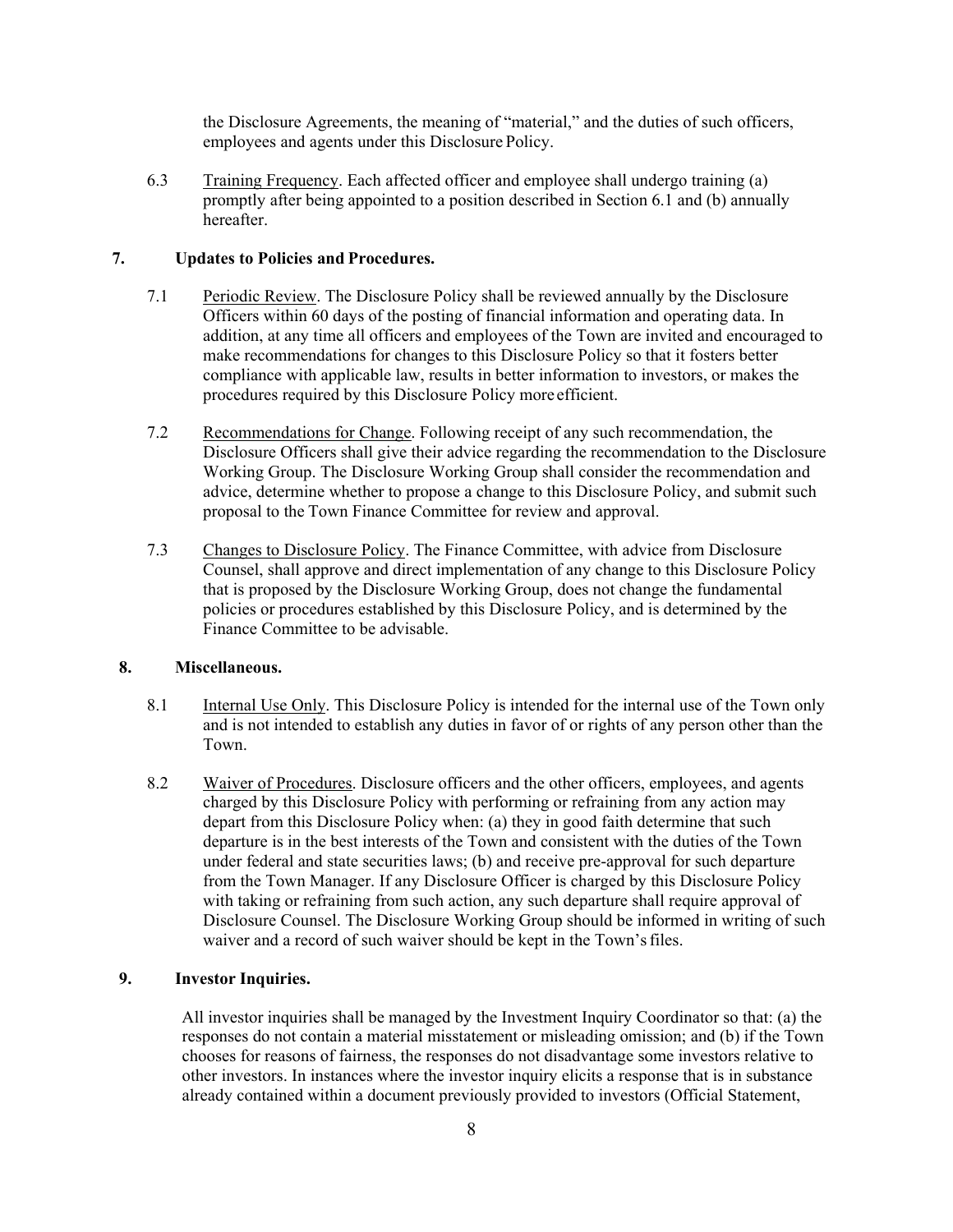the Disclosure Agreements, the meaning of "material," and the duties of such officers, employees and agents under this Disclosure Policy.

6.3 Training Frequency. Each affected officer and employee shall undergo training (a) promptly after being appointed to a position described in Section 6.1 and (b) annually hereafter.

## 7. Updates to Policies and Procedures.

7.1 Periodic Review. The Disclosure Policy shall be reviewed annually by the Disclosure Officers within 60 days of the posting of financial information and operating data. In addition, at any time all officers and employees of the Town are invited and encouraged to make recommendations for changes to this Disclosure Policy so that it fosters better compliance with applicable law, results in better information to investors, or makes the procedures required by this Disclosure Policy more efficient.

7.2 Recommendations for Change. Following receipt of any such recommendation, the Disclosure Officers shall give their advice regarding the recommendation to the Disclosure Working Group. The Disclosure Working Group shall consider the recommendation and advice, determine whether to propose a change to this Disclosure Policy, and submit such proposal to the Town Finance Committee for review and approval.

7.3 Changes to Disclosure Policy. The Finance Committee, with advice from Disclosure Counsel, shall approve and direct implementation of any change to this Disclosure Policy that is proposed by the Disclosure Working Group, does not change the fundamental policies or procedures established by this Disclosure Policy, and is determined by the Finance Committee to be advisable.

## 8. Miscellaneous.

8.1 Internal Use Only. This Disclosure Policy is intended for the internal use of the Town only and is not intended to establish any duties in favor of or rights of any person other than the Town.

8.2 Waiver of Procedures. Disclosure officers and the other officers, employees, and agents charged by this Disclosure Policy with performing or refraining from any action may depart from this Disclosure Policy when: (a) they in good faith determine that such departure is in the best interests of the Town and consistent with the duties of the Town under federal and state securities laws; (b) and receive pre-approval for such departure from the Town Manager. If any Disclosure Officer is charged by this Disclosure Policy with taking or refraining from such action, any such departure shall require approval of Disclosure Counsel. The Disclosure Working Group should be informed in writing of such waiver and a record of such waiver should be kept in the Town's files.

## 9. Investor Inquiries.

All investor inquiries shall be managed by the Investment Inquiry Coordinator so that: (a) the responses do not contain a material misstatement or misleading omission; and (b) if the Town chooses for reasons of fairness, the responses do not disadvantage some investors relative to other investors. In instances where the investor inquiry elicits a response that is in substance already contained within a document previously provided to investors (Official Statement,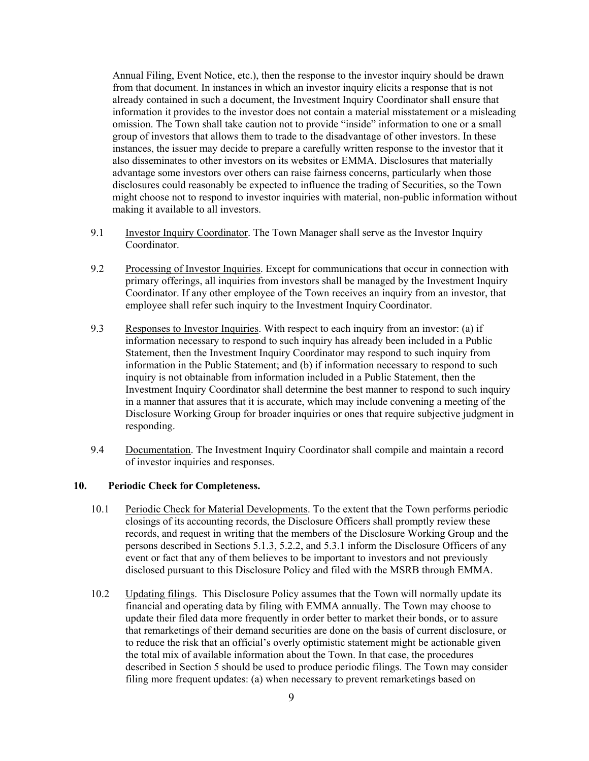Annual Filing, Event Notice, etc.), then the response to the investor inquiry should be drawn from that document. In instances in which an investor inquiry elicits a response that is not already contained in such a document, the Investment Inquiry Coordinator shall ensure that information it provides to the investor does not contain a material misstatement or a misleading omission. The Town shall take caution not to provide "inside" information to one or a small group of investors that allows them to trade to the disadvantage of other investors. In these instances, the issuer may decide to prepare a carefully written response to the investor that it also disseminates to other investors on its websites or EMMA. Disclosures that materially advantage some investors over others can raise fairness concerns, particularly when those disclosures could reasonably be expected to influence the trading of Securities, so the Town might choose not to respond to investor inquiries with material, non-public information without making it available to all investors.

9.1 Investor Inquiry Coordinator. The Town Manager shall serve as the Investor Inquiry Coordinator.

9.2 Processing of Investor Inquiries. Except for communications that occur in connection with primary offerings, all inquiries from investors shall be managed by the Investment Inquiry Coordinator. If any other employee of the Town receives an inquiry from an investor, that employee shall refer such inquiry to the Investment Inquiry Coordinator.

9.3 Responses to Investor Inquiries. With respect to each inquiry from an investor: (a) if information necessary to respond to such inquiry has already been included in a Public Statement, then the Investment Inquiry Coordinator may respond to such inquiry from information in the Public Statement; and (b) if information necessary to respond to such inquiry is not obtainable from information included in a Public Statement, then the Investment Inquiry Coordinator shall determine the best manner to respond to such inquiry in a manner that assures that it is accurate, which may include convening a meeting of the Disclosure Working Group for broader inquiries or ones that require subjective judgment in responding.

9.4 Documentation. The Investment Inquiry Coordinator shall compile and maintain a record of investor inquiries and responses.

## 10. Periodic Check for Completeness.

10.1 Periodic Check for Material Developments. To the extent that the Town performs periodic closings of its accounting records, the Disclosure Officers shall promptly review these records, and request in writing that the members of the Disclosure Working Group and the persons described in Sections 5.1.3, 5.2.2, and 5.3.1 inform the Disclosure Officers of any event or fact that any of them believes to be important to investors and not previously disclosed pursuant to this Disclosure Policy and filed with the MSRB through EMMA.

10.2 Updating filings. This Disclosure Policy assumes that the Town will normally update its financial and operating data by filing with EMMA annually. The Town may choose to update their filed data more frequently in order better to market their bonds, or to assure that remarketings of their demand securities are done on the basis of current disclosure, or to reduce the risk that an official's overly optimistic statement might be actionable given the total mix of available information about the Town. In that case, the procedures described in Section 5 should be used to produce periodic filings. The Town may consider filing more frequent updates: (a) when necessary to prevent remarketings based on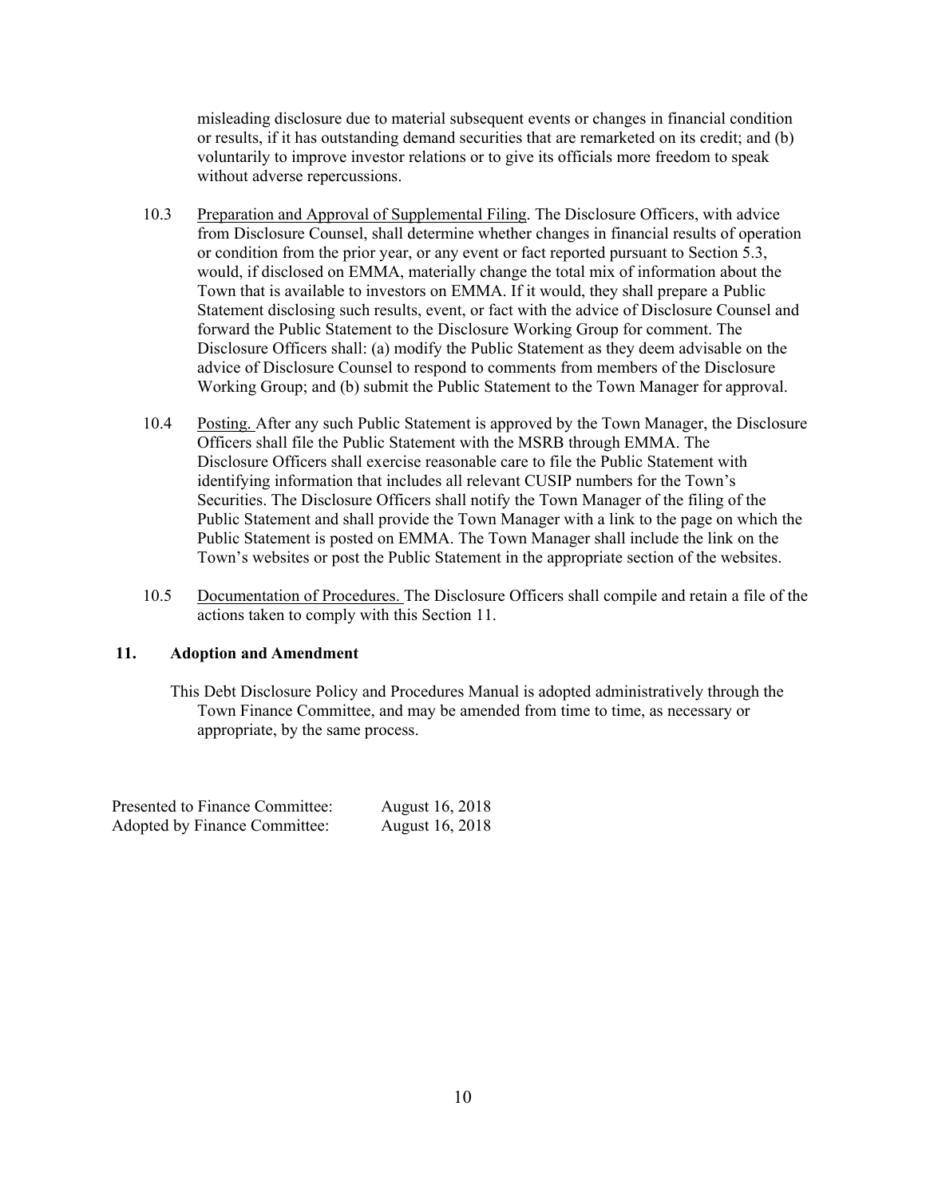misleading disclosure due to material subsequent events or changes in financial condition or results, if it has outstanding demand securities that are remarketed on its credit; and (b) voluntarily to improve investor relations or to give its officials more freedom to speak without adverse repercussions.

10.3 Preparation and Approval of Supplemental Filing. The Disclosure Officers, with advice from Disclosure Counsel, shall determine whether changes in financial results of operation or condition from the prior year, or any event or fact reported pursuant to Section 5.3, would, if disclosed on EMMA, materially change the total mix of information about the Town that is available to investors on EMMA. If it would, they shall prepare a Public Statement disclosing such results, event, or fact with the advice of Disclosure Counsel and forward the Public Statement to the Disclosure Working Group for comment. The Disclosure Officers shall: (a) modify the Public Statement as they deem advisable on the advice of Disclosure Counsel to respond to comments from members of the Disclosure Working Group; and (b) submit the Public Statement to the Town Manager for approval.

10.4 Posting. After any such Public Statement is approved by the Town Manager, the Disclosure Officers shall file the Public Statement with the MSRB through EMMA. The Disclosure Officers shall exercise reasonable care to file the Public Statement with identifying information that includes all relevant CUSIP numbers for the Town's Securities. The Disclosure Officers shall notify the Town Manager of the filing of the Public Statement and shall provide the Town Manager with a link to the page on which the Public Statement is posted on EMMA. The Town Manager shall include the link on the Town's websites or post the Public Statement in the appropriate section of the websites.

10.5 Documentation of Procedures. The Disclosure Officers shall compile and retain a file of the actions taken to comply with this Section 11.

## 11. Adoption and Amendment

This Debt Disclosure Policy and Procedures Manual is adopted administratively through the Town Finance Committee, and may be amended from time to time, as necessary or appropriate, by the same process.

Presented to Finance Committee: August 16, 2018
Adopted by Finance Committee: August 16, 2018